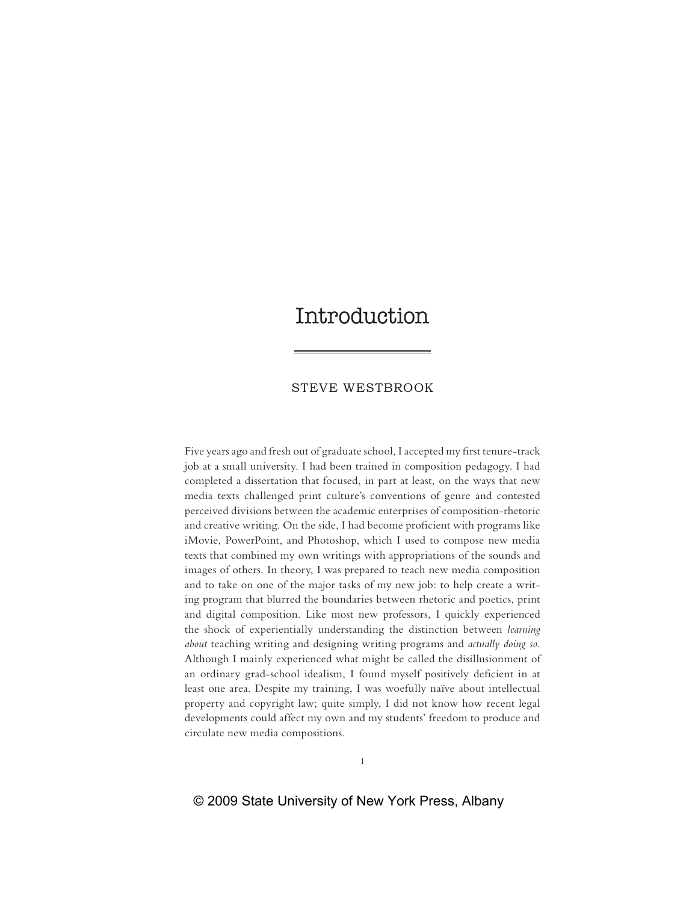# Introduction

STEVE WESTBROOK

Five years ago and fresh out of graduate school, I accepted my first tenure-track job at a small university. I had been trained in composition pedagogy. I had completed a dissertation that focused, in part at least, on the ways that new media texts challenged print culture's conventions of genre and contested perceived divisions between the academic enterprises of composition-rhetoric and creative writing. On the side, I had become proficient with programs like iMovie, PowerPoint, and Photoshop, which I used to compose new media texts that combined my own writings with appropriations of the sounds and images of others. In theory, I was prepared to teach new media composition and to take on one of the major tasks of my new job: to help create a writing program that blurred the boundaries between rhetoric and poetics, print and digital composition. Like most new professors, I quickly experienced the shock of experientially understanding the distinction between *learning about* teaching writing and designing writing programs and *actually doing so.* Although I mainly experienced what might be called the disillusionment of an ordinary grad-school idealism, I found myself positively deficient in at least one area. Despite my training, I was woefully naïve about intellectual property and copyright law; quite simply, I did not know how recent legal developments could affect my own and my students' freedom to produce and circulate new media compositions.

© 2009 State University of New York Press, Albany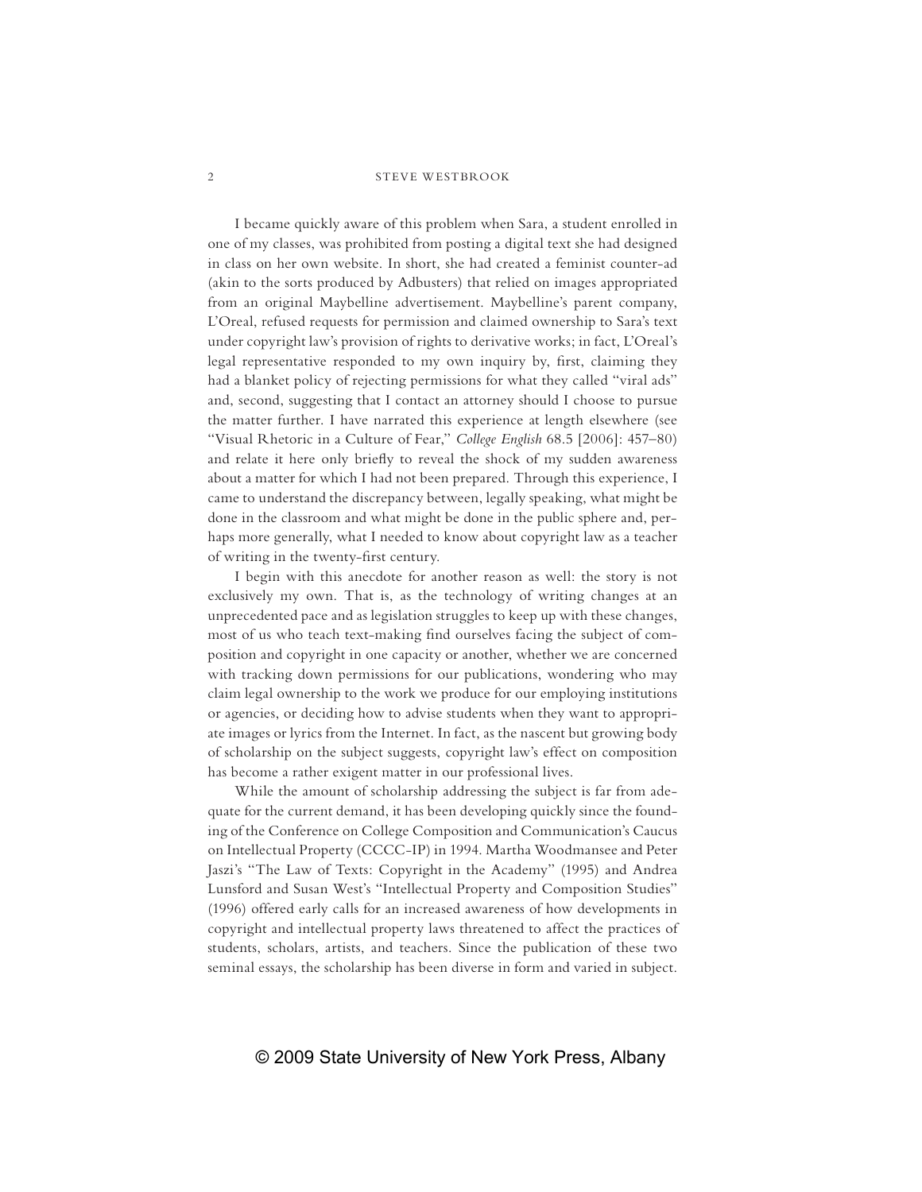I became quickly aware of this problem when Sara, a student enrolled in one of my classes, was prohibited from posting a digital text she had designed in class on her own website. In short, she had created a feminist counter-ad (akin to the sorts produced by Adbusters) that relied on images appropriated from an original Maybelline advertisement. Maybelline's parent company, L'Oreal, refused requests for permission and claimed ownership to Sara's text under copyright law's provision of rights to derivative works; in fact, L'Oreal's legal representative responded to my own inquiry by, first, claiming they had a blanket policy of rejecting permissions for what they called "viral ads" and, second, suggesting that I contact an attorney should I choose to pursue the matter further. I have narrated this experience at length elsewhere (see "Visual Rhetoric in a Culture of Fear," *College English* 68.5 [2006]: 457–80) and relate it here only briefly to reveal the shock of my sudden awareness about a matter for which I had not been prepared. Through this experience, I came to understand the discrepancy between, legally speaking, what might be done in the classroom and what might be done in the public sphere and, perhaps more generally, what I needed to know about copyright law as a teacher of writing in the twenty-first century.

I begin with this anecdote for another reason as well: the story is not exclusively my own. That is, as the technology of writing changes at an unprecedented pace and as legislation struggles to keep up with these changes, most of us who teach text-making find ourselves facing the subject of composition and copyright in one capacity or another, whether we are concerned with tracking down permissions for our publications, wondering who may claim legal ownership to the work we produce for our employing institutions or agencies, or deciding how to advise students when they want to appropriate images or lyrics from the Internet. In fact, as the nascent but growing body of scholarship on the subject suggests, copyright law's effect on composition has become a rather exigent matter in our professional lives.

While the amount of scholarship addressing the subject is far from adequate for the current demand, it has been developing quickly since the founding of the Conference on College Composition and Communication's Caucus on Intellectual Property (CCCC-IP) in 1994. Martha Woodmansee and Peter Jaszi's "The Law of Texts: Copyright in the Academy" (1995) and Andrea Lunsford and Susan West's "Intellectual Property and Composition Studies" (1996) offered early calls for an increased awareness of how developments in copyright and intellectual property laws threatened to affect the practices of students, scholars, artists, and teachers. Since the publication of these two seminal essays, the scholarship has been diverse in form and varied in subject.

© 2009 State University of New York Press, Albany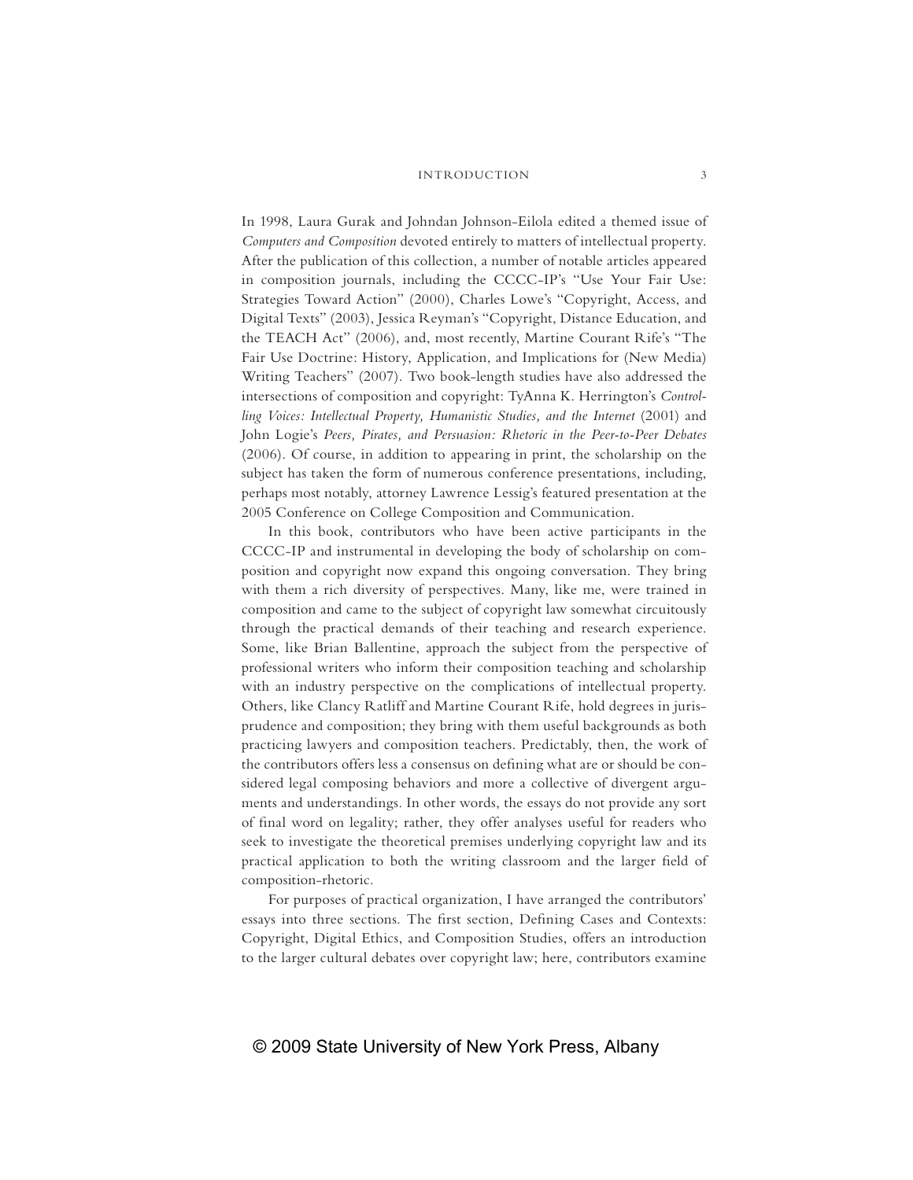In 1998, Laura Gurak and Johndan Johnson-Eilola edited a themed issue of *Computers and Composition* devoted entirely to matters of intellectual property. After the publication of this collection, a number of notable articles appeared in composition journals, including the CCCC-IP's "Use Your Fair Use: Strategies Toward Action" (2000), Charles Lowe's "Copyright, Access, and Digital Texts" (2003), Jessica Reyman's "Copyright, Distance Education, and the TEACH Act" (2006), and, most recently, Martine Courant Rife's "The Fair Use Doctrine: History, Application, and Implications for (New Media) Writing Teachers" (2007). Two book-length studies have also addressed the intersections of composition and copyright: TyAnna K. Herrington's *Controlling Voices: Intellectual Property, Humanistic Studies, and the Internet* (2001) and John Logie's *Peers, Pirates, and Persuasion: Rhetoric in the Peer-to-Peer Debates* (2006). Of course, in addition to appearing in print, the scholarship on the subject has taken the form of numerous conference presentations, including, perhaps most notably, attorney Lawrence Lessig's featured presentation at the 2005 Conference on College Composition and Communication.

In this book, contributors who have been active participants in the CCCC-IP and instrumental in developing the body of scholarship on composition and copyright now expand this ongoing conversation. They bring with them a rich diversity of perspectives. Many, like me, were trained in composition and came to the subject of copyright law somewhat circuitously through the practical demands of their teaching and research experience. Some, like Brian Ballentine, approach the subject from the perspective of professional writers who inform their composition teaching and scholarship with an industry perspective on the complications of intellectual property. Others, like Clancy Ratliff and Martine Courant Rife, hold degrees in jurisprudence and composition; they bring with them useful backgrounds as both practicing lawyers and composition teachers. Predictably, then, the work of the contributors offers less a consensus on defining what are or should be considered legal composing behaviors and more a collective of divergent arguments and understandings. In other words, the essays do not provide any sort of final word on legality; rather, they offer analyses useful for readers who seek to investigate the theoretical premises underlying copyright law and its practical application to both the writing classroom and the larger field of composition-rhetoric.

For purposes of practical organization, I have arranged the contributors' essays into three sections. The first section, Defining Cases and Contexts: Copyright, Digital Ethics, and Composition Studies, offers an introduction to the larger cultural debates over copyright law; here, contributors examine

© 2009 State University of New York Press, Albany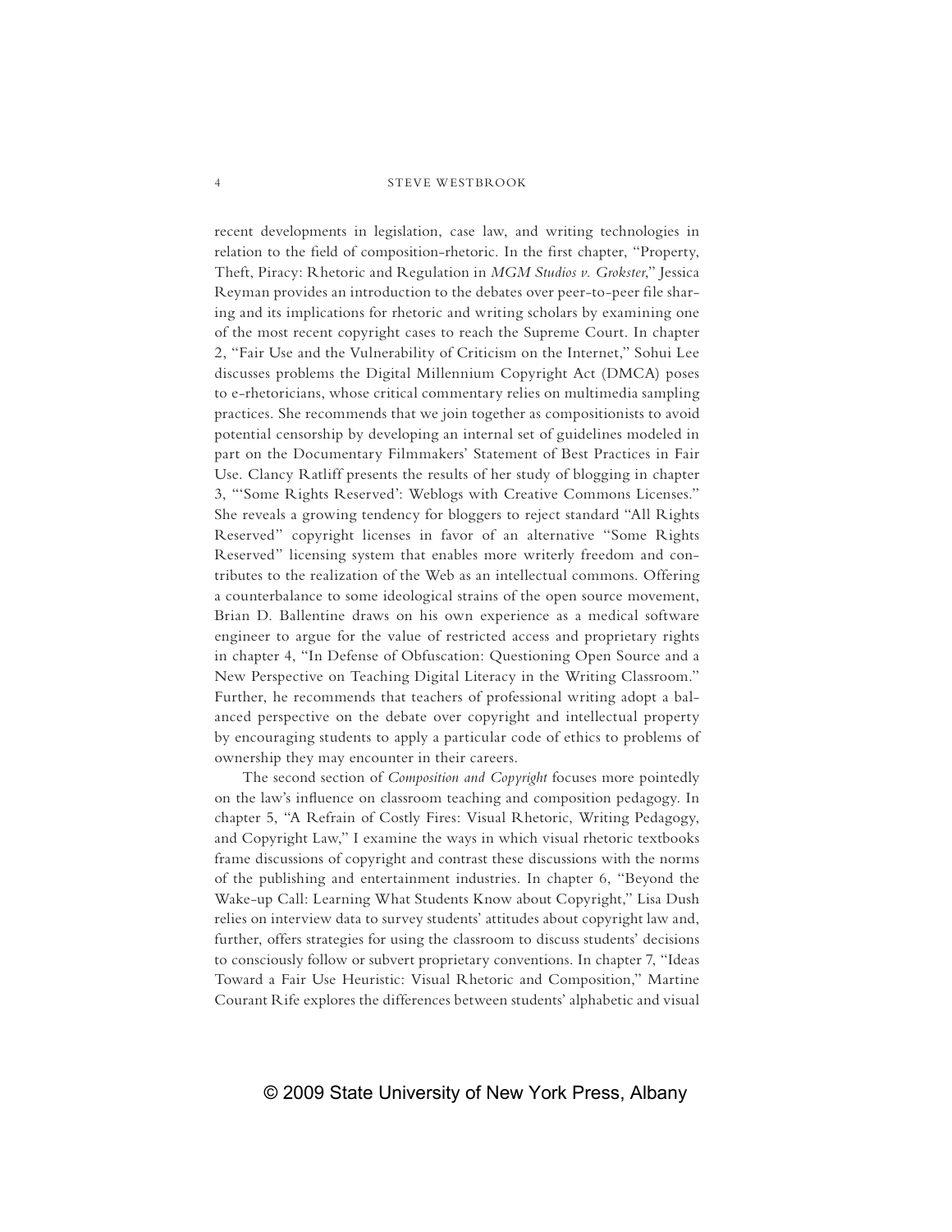recent developments in legislation, case law, and writing technologies in relation to the field of composition-rhetoric. In the first chapter, "Property, Theft, Piracy: Rhetoric and Regulation in *MGM Studios v. Grokster*," Jessica Reyman provides an introduction to the debates over peer-to-peer file sharing and its implications for rhetoric and writing scholars by examining one of the most recent copyright cases to reach the Supreme Court. In chapter 2, "Fair Use and the Vulnerability of Criticism on the Internet," Sohui Lee discusses problems the Digital Millennium Copyright Act (DMCA) poses to e-rhetoricians, whose critical commentary relies on multimedia sampling practices. She recommends that we join together as compositionists to avoid potential censorship by developing an internal set of guidelines modeled in part on the Documentary Filmmakers' Statement of Best Practices in Fair Use. Clancy Ratliff presents the results of her study of blogging in chapter 3, "'Some Rights Reserved': Weblogs with Creative Commons Licenses." She reveals a growing tendency for bloggers to reject standard "All Rights Reserved" copyright licenses in favor of an alternative "Some Rights Reserved" licensing system that enables more writerly freedom and contributes to the realization of the Web as an intellectual commons. Offering a counterbalance to some ideological strains of the open source movement, Brian D. Ballentine draws on his own experience as a medical software engineer to argue for the value of restricted access and proprietary rights in chapter 4, "In Defense of Obfuscation: Questioning Open Source and a New Perspective on Teaching Digital Literacy in the Writing Classroom." Further, he recommends that teachers of professional writing adopt a balanced perspective on the debate over copyright and intellectual property by encouraging students to apply a particular code of ethics to problems of ownership they may encounter in their careers.

The second section of *Composition and Copyright* focuses more pointedly on the law's influence on classroom teaching and composition pedagogy. In chapter 5, "A Refrain of Costly Fires: Visual Rhetoric, Writing Pedagogy, and Copyright Law," I examine the ways in which visual rhetoric textbooks frame discussions of copyright and contrast these discussions with the norms of the publishing and entertainment industries. In chapter 6, "Beyond the Wake-up Call: Learning What Students Know about Copyright," Lisa Dush relies on interview data to survey students' attitudes about copyright law and, further, offers strategies for using the classroom to discuss students' decisions to consciously follow or subvert proprietary conventions. In chapter 7, "Ideas Toward a Fair Use Heuristic: Visual Rhetoric and Composition," Martine Courant Rife explores the differences between students' alphabetic and visual

© 2009 State University of New York Press, Albany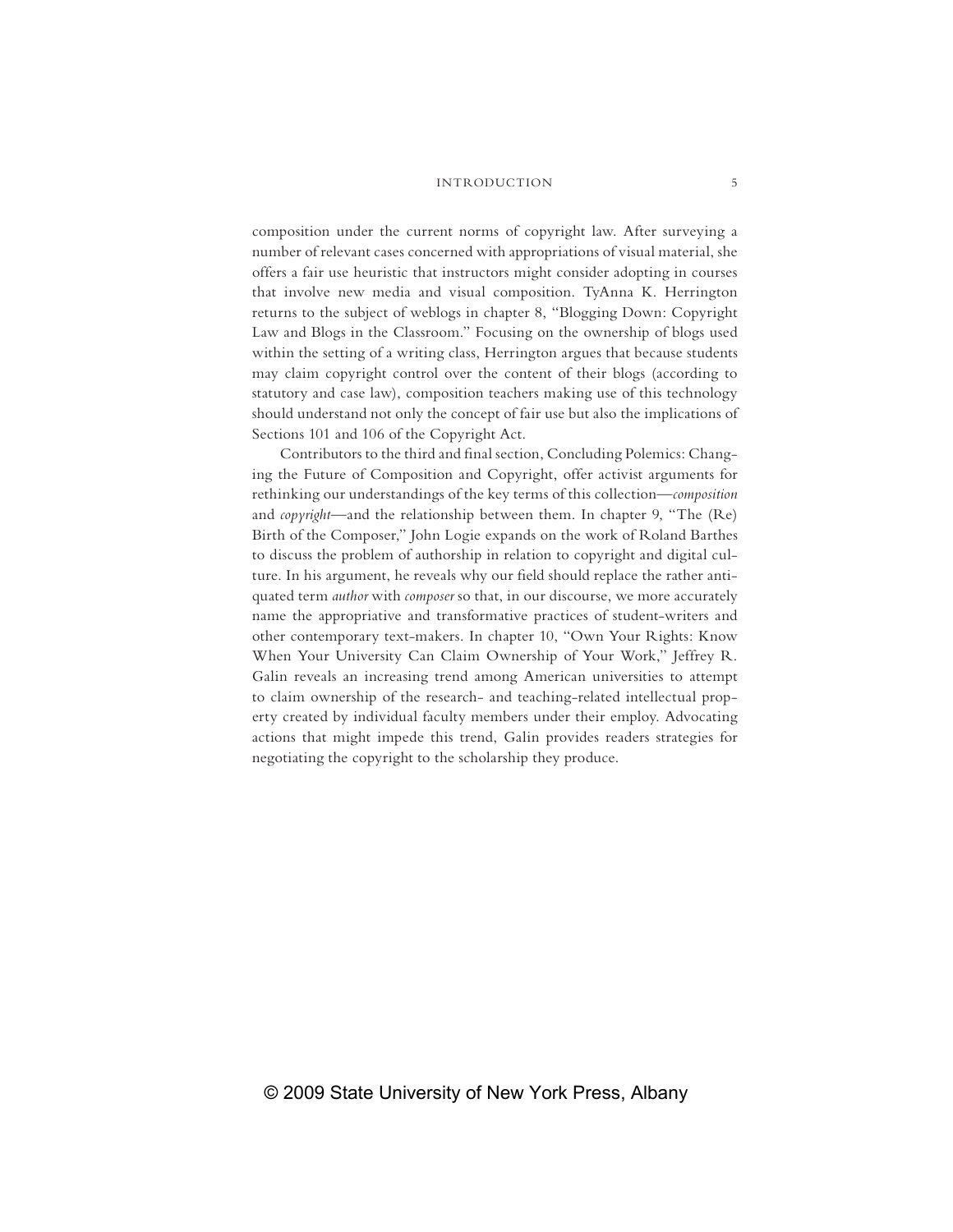composition under the current norms of copyright law. After surveying a number of relevant cases concerned with appropriations of visual material, she offers a fair use heuristic that instructors might consider adopting in courses that involve new media and visual composition. TyAnna K. Herrington returns to the subject of weblogs in chapter 8, "Blogging Down: Copyright Law and Blogs in the Classroom." Focusing on the ownership of blogs used within the setting of a writing class, Herrington argues that because students may claim copyright control over the content of their blogs (according to statutory and case law), composition teachers making use of this technology should understand not only the concept of fair use but also the implications of Sections 101 and 106 of the Copyright Act.

Contributors to the third and final section, Concluding Polemics: Changing the Future of Composition and Copyright, offer activist arguments for rethinking our understandings of the key terms of this collection—*composition* and *copyright*—and the relationship between them. In chapter 9, "The (Re) Birth of the Composer," John Logie expands on the work of Roland Barthes to discuss the problem of authorship in relation to copyright and digital culture. In his argument, he reveals why our field should replace the rather antiquated term *author* with *composer* so that, in our discourse, we more accurately name the appropriative and transformative practices of student-writers and other contemporary text-makers. In chapter 10, "Own Your Rights: Know When Your University Can Claim Ownership of Your Work," Jeffrey R. Galin reveals an increasing trend among American universities to attempt to claim ownership of the research- and teaching-related intellectual property created by individual faculty members under their employ. Advocating actions that might impede this trend, Galin provides readers strategies for negotiating the copyright to the scholarship they produce.

© 2009 State University of New York Press, Albany